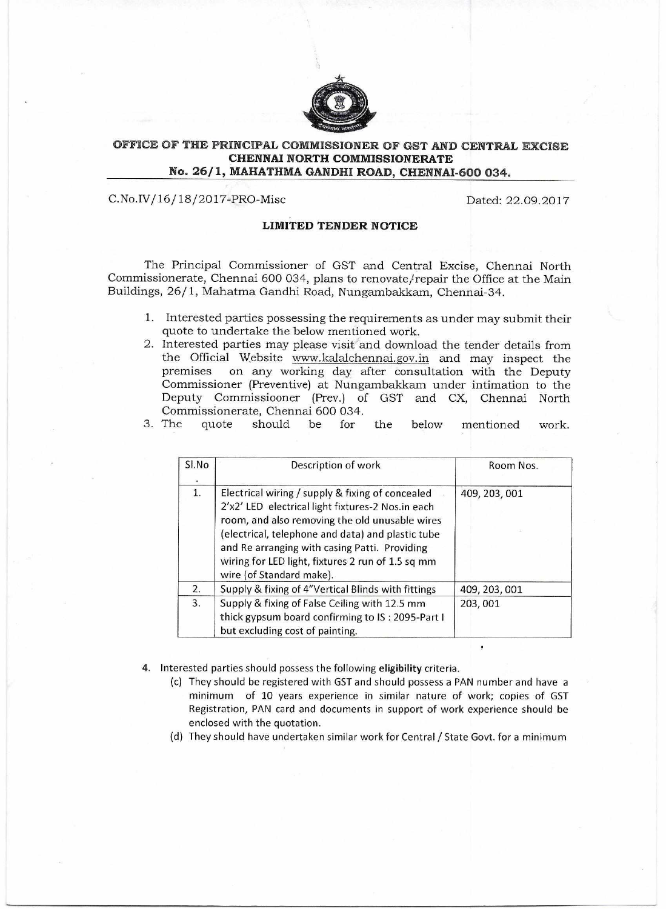**OFFICE OF THE PRINCIPAL COMMISSIONER OF GST AND CENTRAL EXCISE**
**CHENNAI NORTH COMMISSIONERATE**
**No. 26/1, MAHATHMA GANDHI ROAD, CHENNAI-600 034.**

C.No.IV/16/18/2017-PRO-Misc Dated: 22.09.2017

## LIMITED TENDER NOTICE

The Principal Commissioner of GST and Central Excise, Chennai North Commissionerate, Chennai 600 034, plans to renovate/repair the Office at the Main Buildings, 26/1, Mahatma Gandhi Road, Nungambakkam, Chennai-34.

1. Interested parties possessing the requirements as under may submit their quote to undertake the below mentioned work.
2. Interested parties may please visit and download the tender details from the Official Website www.kalalchennai.gov.in and may inspect the premises on any working day after consultation with the Deputy Commissioner (Preventive) at Nungambakkam under intimation to the Deputy Commissiooner (Prev.) of GST and CX, Chennai North Commissionerate, Chennai 600 034.
3. The quote should be for the below mentioned work.

| Sl.No | Description of work | Room Nos. |
|---|---|---|
| 1. | Electrical wiring / supply & fixing of concealed 2'x2' LED electrical light fixtures-2 Nos.in each room, and also removing the old unusable wires (electrical, telephone and data) and plastic tube and Re arranging with casing Patti. Providing wiring for LED light, fixtures 2 run of 1.5 sq mm wire (of Standard make). | 409, 203, 001 |
| 2. | Supply & fixing of 4"Vertical Blinds with fittings | 409, 203, 001 |
| 3. | Supply & fixing of False Ceiling with 12.5 mm thick gypsum board confirming to IS : 2095-Part I but excluding cost of painting. | 203, 001 |

4. Interested parties should possess the following **eligibility** criteria.
   - (c) They should be registered with GST and should possess a PAN number and have a minimum of 10 years experience in similar nature of work; copies of GST Registration, PAN card and documents in support of work experience should be enclosed with the quotation.
   - (d) They should have undertaken similar work for Central / State Govt. for a minimum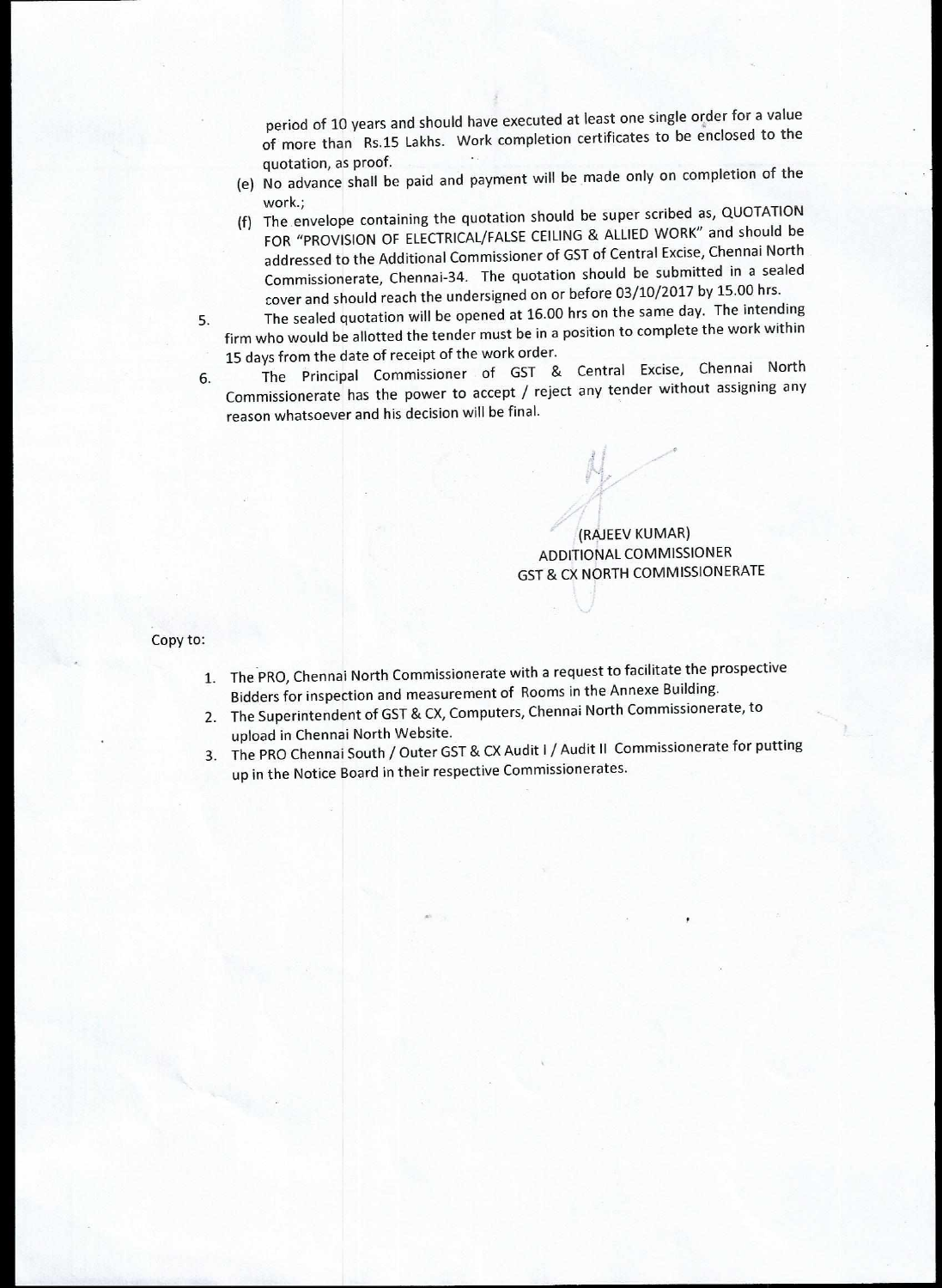period of 10 years and should have executed at least one single order for a value of more than Rs.15 Lakhs. Work completion certificates to be enclosed to the quotation, as proof.

(e) No advance shall be paid and payment will be made only on completion of the work.;

(f) The envelope containing the quotation should be super scribed as, QUOTATION FOR "PROVISION OF ELECTRICAL/FALSE CEILING & ALLIED WORK" and should be addressed to the Additional Commissioner of GST of Central Excise, Chennai North Commissionerate, Chennai-34. The quotation should be submitted in a sealed cover and should reach the undersigned on or before 03/10/2017 by 15.00 hrs.

5. The sealed quotation will be opened at 16.00 hrs on the same day. The intending firm who would be allotted the tender must be in a position to complete the work within 15 days from the date of receipt of the work order.

6. The Principal Commissioner of GST & Central Excise, Chennai North Commissionerate has the power to accept / reject any tender without assigning any reason whatsoever and his decision will be final.

(RAJEEV KUMAR)
ADDITIONAL COMMISSIONER
GST & CX NORTH COMMISSIONERATE

Copy to:

1. The PRO, Chennai North Commissionerate with a request to facilitate the prospective Bidders for inspection and measurement of Rooms in the Annexe Building.
2. The Superintendent of GST & CX, Computers, Chennai North Commissionerate, to upload in Chennai North Website.
3. The PRO Chennai South / Outer GST & CX Audit I / Audit II Commissionerate for putting up in the Notice Board in their respective Commissionerates.